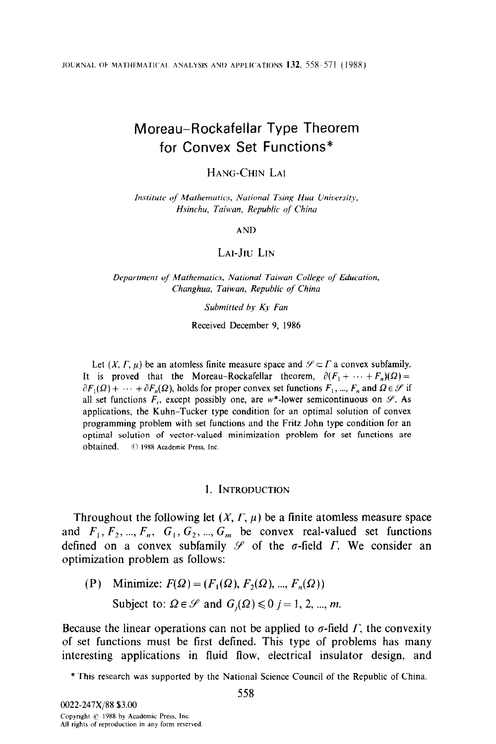# Moreau–Rockafellar Type Theorem for Convex Set Functions*

HANG-CHIN LAI

*Institute of Mathematics, National Tsing Hua University, Hsinchu, Taiwan, Republic of China*

AND

LAI-JIU LIN

*Department of Mathematics, National Taiwan College of Education, Changhua, Taiwan, Republic of China*

*Submitted by Ky Fan*

Received December 9, 1986

Let $(X, \Gamma, \mu)$ be an atomless finite measure space and $\mathscr{S} \subset \Gamma$ a convex subfamily. It is proved that the Moreau–Rockafellar theorem, $\partial(F_1 + \cdots + F_n)(\Omega) = \partial F_1(\Omega) + \cdots + \partial F_n(\Omega)$, holds for proper convex set functions $F_1, ..., F_n$ and $\Omega \in \mathscr{S}$ if all set functions $F_i$, except possibly one, are $w^*$-lower semicontinuous on $\mathscr{S}$. As applications, the Kuhn–Tucker type condition for an optimal solution of convex programming problem with set functions and the Fritz John type condition for an optimal solution of vector-valued minimization problem for set functions are obtained. © 1988 Academic Press, Inc.

## 1. INTRODUCTION

Throughout the following let $(X, \Gamma, \mu)$ be a finite atomless measure space and $F_1, F_2, ..., F_n$, $G_1, G_2, ..., G_m$ be convex real-valued set functions defined on a convex subfamily $\mathscr{S}$ of the $\sigma$-field $\Gamma$. We consider an optimization problem as follows:

(P) Minimize: $F(\Omega) = (F_1(\Omega), F_2(\Omega), ..., F_n(\Omega))$

Subject to: $\Omega \in \mathscr{S}$ and $G_j(\Omega) \leqslant 0$ $j = 1, 2, ..., m$.

Because the linear operations can not be applied to $\sigma$-field $\Gamma$, the convexity of set functions must be first defined. This type of problems has many interesting applications in fluid flow, electrical insulator design, and

\* This research was supported by the National Science Council of the Republic of China.

0022-247X/88 $3.00
Copyright © 1988 by Academic Press, Inc.
All rights of reproduction in any form reserved.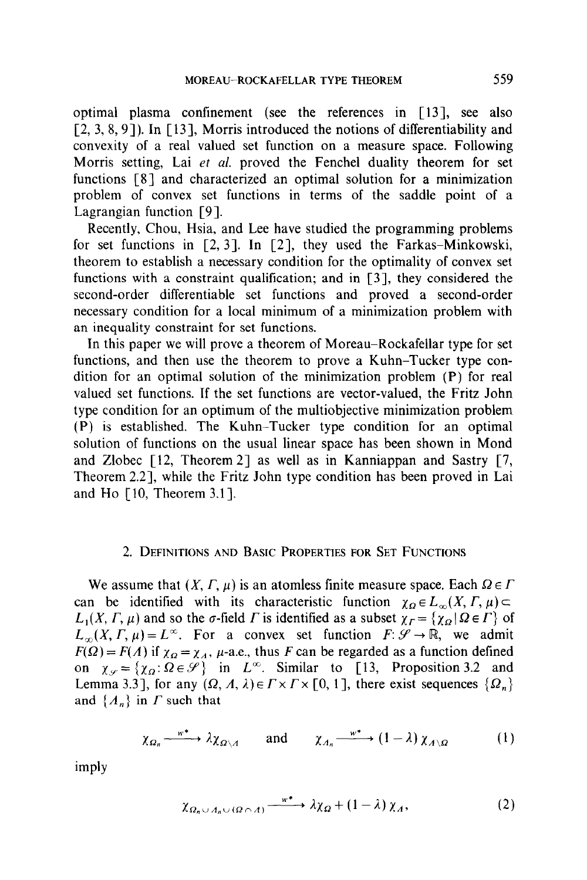optimal plasma confinement (see the references in [13], see also [2, 3, 8, 9]). In [13], Morris introduced the notions of differentiability and convexity of a real valued set function on a measure space. Following Morris setting, Lai *et al.* proved the Fenchel duality theorem for set functions [8] and characterized an optimal solution for a minimization problem of convex set functions in terms of the saddle point of a Lagrangian function [9].

Recently, Chou, Hsia, and Lee have studied the programming problems for set functions in [2, 3]. In [2], they used the Farkas–Minkowski, theorem to establish a necessary condition for the optimality of convex set functions with a constraint qualification; and in [3], they considered the second-order differentiable set functions and proved a second-order necessary condition for a local minimum of a minimization problem with an inequality constraint for set functions.

In this paper we will prove a theorem of Moreau–Rockafellar type for set functions, and then use the theorem to prove a Kuhn–Tucker type condition for an optimal solution of the minimization problem (P) for real valued set functions. If the set functions are vector-valued, the Fritz John type condition for an optimum of the multiobjective minimization problem (P) is established. The Kuhn–Tucker type condition for an optimal solution of functions on the usual linear space has been shown in Mond and Zlobec [12, Theorem 2] as well as in Kanniappan and Sastry [7, Theorem 2.2], while the Fritz John type condition has been proved in Lai and Ho [10, Theorem 3.1].

## 2. Definitions and Basic Properties for Set Functions

We assume that $(X, \Gamma, \mu)$ is an atomless finite measure space. Each $\Omega \in \Gamma$ can be identified with its characteristic function $\chi_\Omega \in L_\infty(X, \Gamma, \mu) \subset L_1(X, \Gamma, \mu)$ and so the $\sigma$-field $\Gamma$ is identified as a subset $\chi_\Gamma = \{\chi_\Omega \mid \Omega \in \Gamma\}$ of $L_\infty(X, \Gamma, \mu) = L^\infty$. For a convex set function $F\colon \mathscr{S} \to \mathbb{R}$, we admit $F(\Omega) = F(\Lambda)$ if $\chi_\Omega = \chi_\Lambda$, $\mu$-a.e., thus $F$ can be regarded as a function defined on $\chi_{\mathscr{S}} = \{\chi_\Omega : \Omega \in \mathscr{S}\}$ in $L^\infty$. Similar to [13, Proposition 3.2 and Lemma 3.3], for any $(\Omega, \Lambda, \lambda) \in \Gamma \times \Gamma \times [0, 1]$, there exist sequences $\{\Omega_n\}$ and $\{\Lambda_n\}$ in $\Gamma$ such that

$$\chi_{\Omega_n} \xrightarrow{w^*} \lambda \chi_{\Omega \setminus \Lambda} \quad \text{and} \quad \chi_{\Lambda_n} \xrightarrow{w^*} (1-\lambda)\chi_{\Lambda \setminus \Omega} \tag{1}$$

imply

$$\chi_{\Omega_n \cup \Lambda_n \cup (\Omega \cap \Lambda)} \xrightarrow{w^*} \lambda \chi_\Omega + (1-\lambda)\chi_\Lambda, \tag{2}$$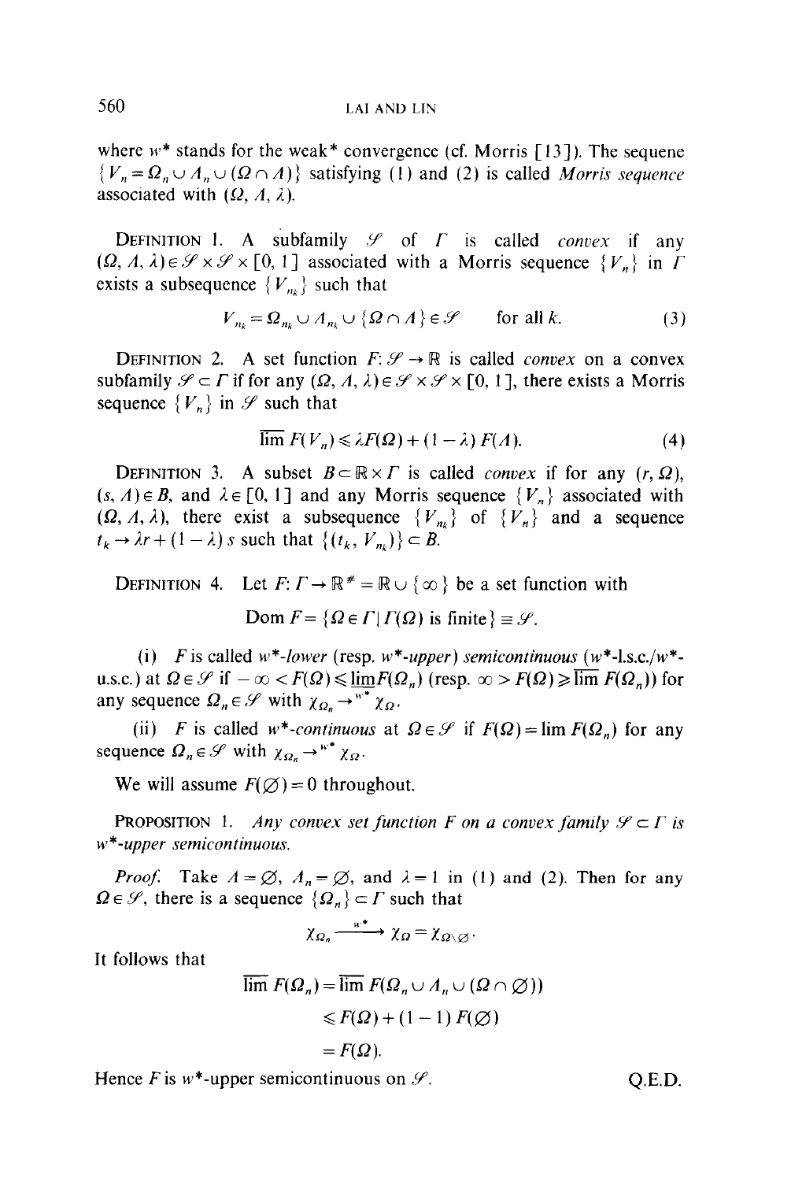where $w^*$ stands for the weak* convergence (cf. Morris [13]). The sequenc $\{V_n = \Omega_n \cup \Lambda_n \cup (\Omega \cap \Lambda)\}$ satisfying (1) and (2) is called *Morris sequence* associated with $(\Omega, \Lambda, \lambda)$.

DEFINITION 1. A subfamily $\mathcal{S}$ of $\Gamma$ is called *convex* if any $(\Omega, \Lambda, \lambda) \in \mathcal{S} \times \mathcal{S} \times [0, 1]$ associated with a Morris sequence $\{V_n\}$ in $\Gamma$ exists a subsequence $\{V_{n_k}\}$ such that

$$V_{n_k} = \Omega_{n_k} \cup \Lambda_{n_k} \cup \{\Omega \cap \Lambda\} \in \mathcal{S} \qquad \text{for all } k. \tag{3}$$

DEFINITION 2. A set function $F: \mathcal{S} \to \mathbb{R}$ is called *convex* on a convex subfamily $\mathcal{S} \subset \Gamma$ if for any $(\Omega, \Lambda, \lambda) \in \mathcal{S} \times \mathcal{S} \times [0, 1]$, there exists a Morris sequence $\{V_n\}$ in $\mathcal{S}$ such that

$$\overline{\lim}\, F(V_n) \leqslant \lambda F(\Omega) + (1 - \lambda) F(\Lambda). \tag{4}$$

DEFINITION 3. A subset $B \subset \mathbb{R} \times \Gamma$ is called *convex* if for any $(r, \Omega)$, $(s, \Lambda) \in B$, and $\lambda \in [0, 1]$ and any Morris sequence $\{V_n\}$ associated with $(\Omega, \Lambda, \lambda)$, there exist a subsequence $\{V_{n_k}\}$ of $\{V_n\}$ and a sequence $t_k \to \lambda r + (1 - \lambda) s$ such that $\{(t_k, V_{n_k})\} \subset B$.

DEFINITION 4. Let $F: \Gamma \to \mathbb{R}^{\#} = \mathbb{R} \cup \{\infty\}$ be a set function with

$$\operatorname{Dom} F = \{\Omega \in \Gamma \mid \Gamma(\Omega) \text{ is finite}\} \equiv \mathcal{S}.$$

(i) $F$ is called *$w^*$-lower* (resp. *$w^*$-upper*) *semicontinuous* ($w^*$-l.s.c./$w^*$-u.s.c.) at $\Omega \in \mathcal{S}$ if $-\infty < F(\Omega) \leqslant \underline{\lim}\, F(\Omega_n)$ (resp. $\infty > F(\Omega) \geqslant \overline{\lim}\, F(\Omega_n)$) for any sequence $\Omega_n \in \mathcal{S}$ with $\chi_{\Omega_n} \to^{w^*} \chi_\Omega$.

(ii) $F$ is called *$w^*$-continuous* at $\Omega \in \mathcal{S}$ if $F(\Omega) = \lim F(\Omega_n)$ for any sequence $\Omega_n \in \mathcal{S}$ with $\chi_{\Omega_n} \to^{w^*} \chi_\Omega$.

We will assume $F(\varnothing) = 0$ throughout.

PROPOSITION 1. *Any convex set function $F$ on a convex family $\mathcal{S} \subset \Gamma$ is $w^*$-upper semicontinuous.*

*Proof.* Take $\Lambda = \varnothing$, $\Lambda_n = \varnothing$, and $\lambda = 1$ in (1) and (2). Then for any $\Omega \in \mathcal{S}$, there is a sequence $\{\Omega_n\} \subset \Gamma$ such that

$$\chi_{\Omega_n} \xrightarrow{w^*} \chi_\Omega = \chi_{\Omega \setminus \varnothing}.$$

It follows that

$$\begin{aligned}
\overline{\lim}\, F(\Omega_n) &= \overline{\lim}\, F(\Omega_n \cup \Lambda_n \cup (\Omega \cap \varnothing)) \\
&\leqslant F(\Omega) + (1 - 1) F(\varnothing) \\
&= F(\Omega).
\end{aligned}$$

Hence $F$ is $w^*$-upper semicontinuous on $\mathcal{S}$. Q.E.D.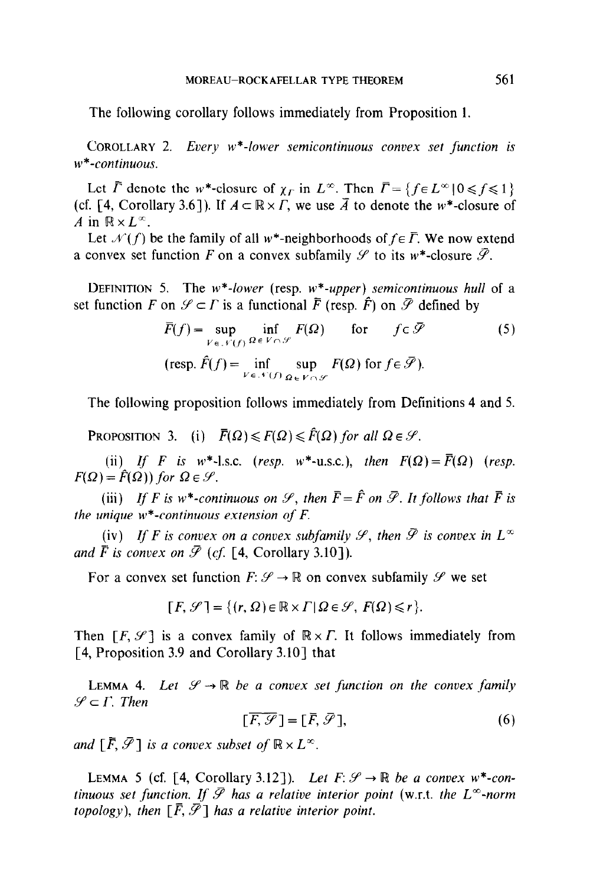The following corollary follows immediately from Proposition 1.

COROLLARY 2. *Every $w^*$-lower semicontinuous convex set function is $w^*$-continuous.*

Let $\bar{\Gamma}$ denote the $w^*$-closure of $\chi_\Gamma$ in $L^\infty$. Then $\bar{\Gamma} = \{f \in L^\infty \mid 0 \leqslant f \leqslant 1\}$ (cf. [4, Corollary 3.6]). If $A \subset \mathbb{R} \times \Gamma$, we use $\bar{A}$ to denote the $w^*$-closure of $A$ in $\mathbb{R} \times L^\infty$.

Let $\mathcal{N}(f)$ be the family of all $w^*$-neighborhoods of $f \in \bar{\Gamma}$. We now extend a convex set function $F$ on a convex subfamily $\mathcal{S}$ to its $w^*$-closure $\bar{\mathcal{S}}$.

DEFINITION 5. The *$w^*$-lower* (resp. *$w^*$-upper*) *semicontinuous hull* of a set function $F$ on $\mathcal{S} \subset \Gamma$ is a functional $\bar{F}$ (resp. $\hat{F}$) on $\bar{\mathcal{S}}$ defined by

$$\bar{F}(f) = \sup_{V \in \mathcal{N}(f)} \inf_{\Omega \in V \cap \mathcal{S}} F(\Omega) \quad \text{for} \quad f \in \bar{\mathcal{S}} \tag{5}$$

$$\left(\text{resp. } \hat{F}(f) = \inf_{V \in \mathcal{N}(f)} \sup_{\Omega \in V \cap \mathcal{S}} F(\Omega) \text{ for } f \in \bar{\mathcal{S}}\right).$$

The following proposition follows immediately from Definitions 4 and 5.

PROPOSITION 3. (i) *$\bar{F}(\Omega) \leqslant F(\Omega) \leqslant \hat{F}(\Omega)$ for all $\Omega \in \mathcal{S}$.*

(ii) *If $F$ is $w^*$-l.s.c. (resp. $w^*$-u.s.c.), then $F(\Omega) = \bar{F}(\Omega)$ (resp. $F(\Omega) = \hat{F}(\Omega)$) for $\Omega \in \mathcal{S}$.*

(iii) *If $F$ is $w^*$-continuous on $\mathcal{S}$, then $\bar{F} = \hat{F}$ on $\bar{\mathcal{S}}$. It follows that $\bar{F}$ is the unique $w^*$-continuous extension of $F$.*

(iv) *If $F$ is convex on a convex subfamily $\mathcal{S}$, then $\bar{\mathcal{S}}$ is convex in $L^\infty$ and $\bar{F}$ is convex on $\bar{\mathcal{S}}$ (cf. [4, Corollary 3.10]).*

For a convex set function $F: \mathcal{S} \to \mathbb{R}$ on convex subfamily $\mathcal{S}$ we set

$$[F, \mathcal{S}] = \{(r, \Omega) \in \mathbb{R} \times \Gamma \mid \Omega \in \mathcal{S},\ F(\Omega) \leqslant r\}.$$

Then $[F, \mathcal{S}]$ is a convex family of $\mathbb{R} \times \Gamma$. It follows immediately from [4, Proposition 3.9 and Corollary 3.10] that

LEMMA 4. *Let $\mathcal{S} \to \mathbb{R}$ be a convex set function on the convex family $\mathcal{S} \subset \Gamma$. Then*

$$\overline{[F, \mathcal{S}]} = [\bar{F}, \bar{\mathcal{S}}], \tag{6}$$

*and $[\bar{F}, \bar{\mathcal{S}}]$ is a convex subset of $\mathbb{R} \times L^\infty$.*

LEMMA 5 (cf. [4, Corollary 3.12]). *Let $F: \mathcal{S} \to \mathbb{R}$ be a convex $w^*$-continuous set function. If $\bar{\mathcal{S}}$ has a relative interior point* (w.r.t. the $L^\infty$-norm topology), *then $[\bar{F}, \bar{\mathcal{S}}]$ has a relative interior point.*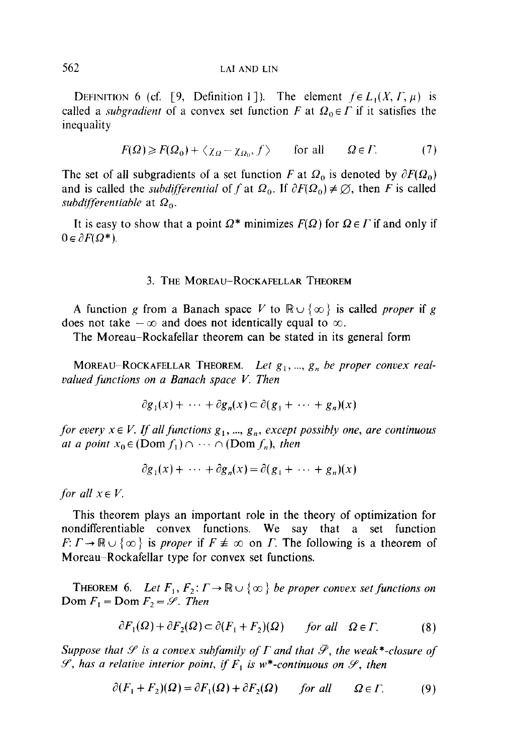DEFINITION 6 (cf. [9, Definition 1]). The element $f \in L_1(X, \Gamma, \mu)$ is called a *subgradient* of a convex set function $F$ at $\Omega_0 \in \Gamma$ if it satisfies the inequality

$$F(\Omega) \geq F(\Omega_0) + \langle \chi_\Omega - \chi_{\Omega_0}, f \rangle \qquad \text{for all} \qquad \Omega \in \Gamma. \tag{7}$$

The set of all subgradients of a set function $F$ at $\Omega_0$ is denoted by $\partial F(\Omega_0)$ and is called the *subdifferential* of $f$ at $\Omega_0$. If $\partial F(\Omega_0) \neq \varnothing$, then $F$ is called *subdifferentiable* at $\Omega_0$.

It is easy to show that a point $\Omega^*$ minimizes $F(\Omega)$ for $\Omega \in \Gamma$ if and only if $0 \in \partial F(\Omega^*)$.

## 3. The Moreau–Rockafellar Theorem

A function $g$ from a Banach space $V$ to $\mathbb{R} \cup \{\infty\}$ is called *proper* if $g$ does not take $-\infty$ and does not identically equal to $\infty$.

The Moreau–Rockafellar theorem can be stated in its general form

MOREAU–ROCKAFELLAR THEOREM. *Let $g_1, ..., g_n$ be proper convex real-valued functions on a Banach space $V$. Then*

$$\partial g_1(x) + \cdots + \partial g_n(x) \subset \partial(g_1 + \cdots + g_n)(x)$$

*for every $x \in V$. If all functions $g_1, ..., g_n$, except possibly one, are continuous at a point $x_0 \in (\mathrm{Dom}\, f_1) \cap \cdots \cap (\mathrm{Dom}\, f_n)$, then*

$$\partial g_1(x) + \cdots + \partial g_n(x) = \partial(g_1 + \cdots + g_n)(x)$$

*for all $x \in V$.*

This theorem plays an important role in the theory of optimization for nondifferentiable convex functions. We say that a set function $F: \Gamma \to \mathbb{R} \cup \{\infty\}$ is *proper* if $F \not\equiv \infty$ on $\Gamma$. The following is a theorem of Moreau–Rockafellar type for convex set functions.

THEOREM 6. *Let $F_1, F_2 : \Gamma \to \mathbb{R} \cup \{\infty\}$ be proper convex set functions on $\mathrm{Dom}\, F_1 = \mathrm{Dom}\, F_2 = \mathscr{S}$. Then*

$$\partial F_1(\Omega) + \partial F_2(\Omega) \subset \partial(F_1 + F_2)(\Omega) \qquad \text{for all} \quad \Omega \in \Gamma. \tag{8}$$

*Suppose that $\mathscr{S}$ is a convex subfamily of $\Gamma$ and that $\bar{\mathscr{S}}$, the weak\*-closure of $\mathscr{S}$, has a relative interior point, if $F_1$ is w\*-continuous on $\mathscr{S}$, then*

$$\partial(F_1 + F_2)(\Omega) = \partial F_1(\Omega) + \partial F_2(\Omega) \qquad \text{for all} \quad \Omega \in \Gamma. \tag{9}$$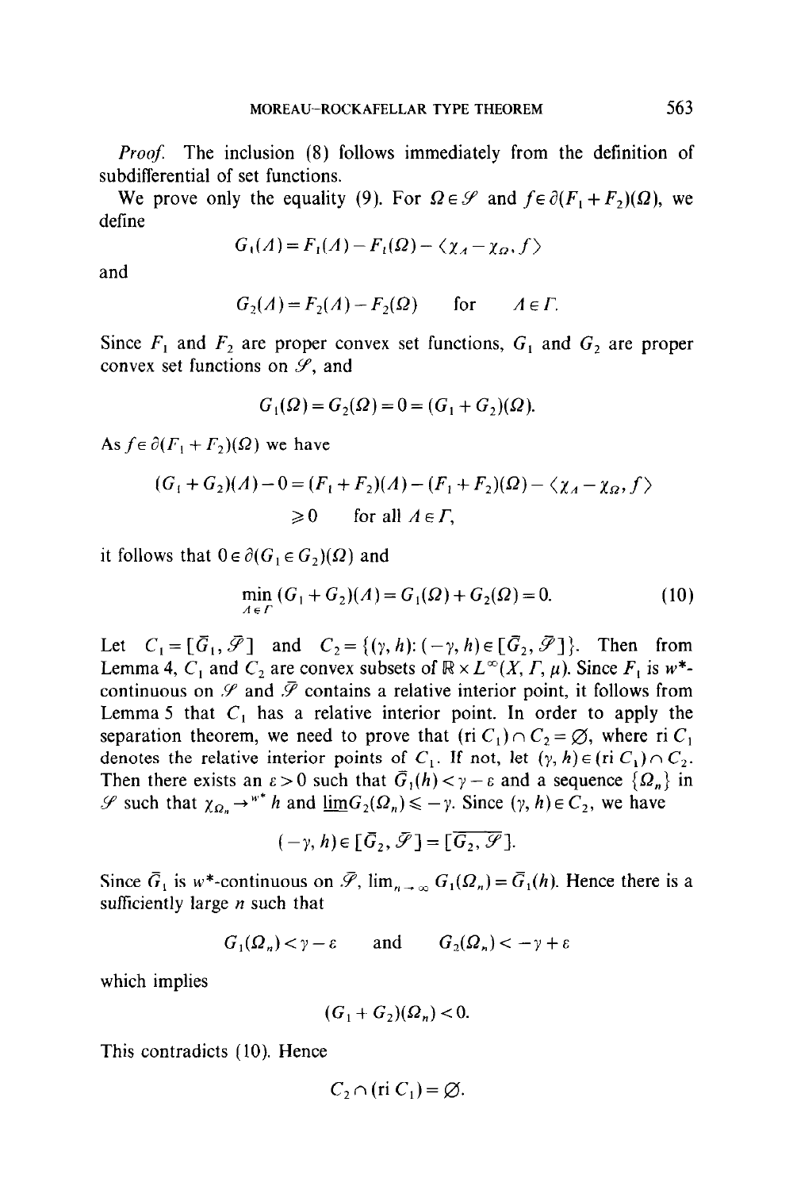*Proof.* The inclusion (8) follows immediately from the definition of subdifferential of set functions.

We prove only the equality (9). For $\Omega \in \mathcal{S}$ and $f \in \partial(F_1 + F_2)(\Omega)$, we define

$$G_1(\Lambda) = F_1(\Lambda) - F_1(\Omega) - \langle \chi_\Lambda - \chi_\Omega, f \rangle$$

and

$$G_2(\Lambda) = F_2(\Lambda) - F_2(\Omega) \qquad \text{for} \qquad \Lambda \in \Gamma.$$

Since $F_1$ and $F_2$ are proper convex set functions, $G_1$ and $G_2$ are proper convex set functions on $\mathcal{S}$, and

$$G_1(\Omega) = G_2(\Omega) = 0 = (G_1 + G_2)(\Omega).$$

As $f \in \partial(F_1 + F_2)(\Omega)$ we have

$$\begin{aligned}(G_1 + G_2)(\Lambda) - 0 &= (F_1 + F_2)(\Lambda) - (F_1 + F_2)(\Omega) - \langle \chi_\Lambda - \chi_\Omega, f \rangle \\ &\geqslant 0 \qquad \text{for all } \Lambda \in \Gamma,\end{aligned}$$

it follows that $0 \in \partial(G_1 \in G_2)(\Omega)$ and

$$\min_{\Lambda \in \Gamma} (G_1 + G_2)(\Lambda) = G_1(\Omega) + G_2(\Omega) = 0. \tag{10}$$

Let $C_1 = [\bar{G}_1, \bar{\mathcal{S}}]$ and $C_2 = \{(\gamma, h) \colon (-\gamma, h) \in [\bar{G}_2, \bar{\mathcal{S}}]\}$. Then from Lemma 4, $C_1$ and $C_2$ are convex subsets of $\mathbb{R} \times L^\infty(X, \Gamma, \mu)$. Since $F_1$ is $w^*$-continuous on $\mathcal{S}$ and $\bar{\mathcal{S}}$ contains a relative interior point, it follows from Lemma 5 that $C_1$ has a relative interior point. In order to apply the separation theorem, we need to prove that $(\text{ri } C_1) \cap C_2 = \varnothing$, where ri $C_1$ denotes the relative interior points of $C_1$. If not, let $(\gamma, h) \in (\text{ri } C_1) \cap C_2$. Then there exists an $\varepsilon > 0$ such that $\bar{G}_1(h) < \gamma - \varepsilon$ and a sequence $\{\Omega_n\}$ in $\mathcal{S}$ such that $\chi_{\Omega_n} \to^{w^*} h$ and $\underline{\lim} G_2(\Omega_n) \leqslant -\gamma$. Since $(\gamma, h) \in C_2$, we have

$$(-\gamma, h) \in [\bar{G}_2, \bar{\mathcal{S}}] = \overline{[G_2, \mathcal{S}]}.$$

Since $\bar{G}_1$ is $w^*$-continuous on $\bar{\mathcal{S}}$, $\lim_{n \to \infty} G_1(\Omega_n) = \bar{G}_1(h)$. Hence there is a sufficiently large $n$ such that

$$G_1(\Omega_n) < \gamma - \varepsilon \qquad \text{and} \qquad G_2(\Omega_n) < -\gamma + \varepsilon$$

which implies

$$(G_1 + G_2)(\Omega_n) < 0.$$

This contradicts (10). Hence

$$C_2 \cap (\text{ri } C_1) = \varnothing.$$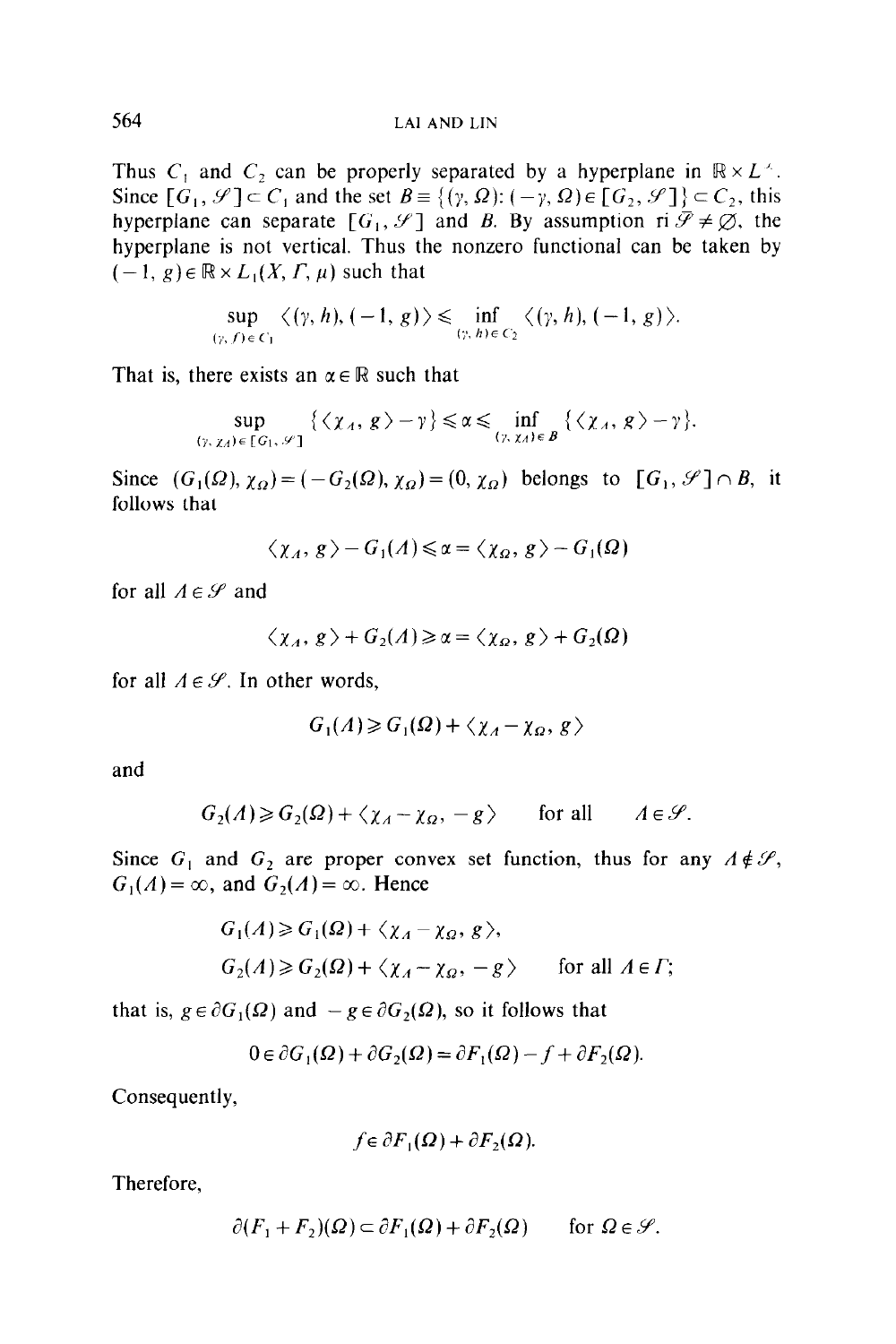Thus $C_1$ and $C_2$ can be properly separated by a hyperplane in $\mathbb{R} \times L^\infty$. Since $[G_1, \mathscr{S}] \subset C_1$ and the set $B \equiv \{(\gamma, \Omega): (-\gamma, \Omega) \in [G_2, \mathscr{S}]\} \subset C_2$, this hyperplane can separate $[G_1, \mathscr{S}]$ and $B$. By assumption ri $\mathscr{S} \neq \varnothing$, the hyperplane is not vertical. Thus the nonzero functional can be taken by $(-1, g) \in \mathbb{R} \times L_1(X, \Gamma, \mu)$ such that

$$\sup_{(\gamma, f) \in C_1} \langle (\gamma, h), (-1, g) \rangle \leqslant \inf_{(\gamma, h) \in C_2} \langle (\gamma, h), (-1, g) \rangle.$$

That is, there exists an $\alpha \in \mathbb{R}$ such that

$$\sup_{(\gamma, \chi_\Lambda) \in [G_1, \mathscr{S}]} \{\langle \chi_\Lambda, g \rangle - \gamma\} \leqslant \alpha \leqslant \inf_{(\gamma, \chi_\Lambda) \in B} \{\langle \chi_\Lambda, g \rangle - \gamma\}.$$

Since $(G_1(\Omega), \chi_\Omega) = (-G_2(\Omega), \chi_\Omega) = (0, \chi_\Omega)$ belongs to $[G_1, \mathscr{S}] \cap B$, it follows that

$$\langle \chi_\Lambda, g \rangle - G_1(\Lambda) \leqslant \alpha = \langle \chi_\Omega, g \rangle - G_1(\Omega)$$

for all $\Lambda \in \mathscr{S}$ and

$$\langle \chi_\Lambda, g \rangle + G_2(\Lambda) \geqslant \alpha = \langle \chi_\Omega, g \rangle + G_2(\Omega)$$

for all $\Lambda \in \mathscr{S}$. In other words,

$$G_1(\Lambda) \geqslant G_1(\Omega) + \langle \chi_\Lambda - \chi_\Omega, g \rangle$$

and

$$G_2(\Lambda) \geqslant G_2(\Omega) + \langle \chi_\Lambda - \chi_\Omega, -g \rangle \qquad \text{for all} \qquad \Lambda \in \mathscr{S}.$$

Since $G_1$ and $G_2$ are proper convex set function, thus for any $\Lambda \notin \mathscr{S}$, $G_1(\Lambda) = \infty$, and $G_2(\Lambda) = \infty$. Hence

$$G_1(\Lambda) \geqslant G_1(\Omega) + \langle \chi_\Lambda - \chi_\Omega, g \rangle,$$
$$G_2(\Lambda) \geqslant G_2(\Omega) + \langle \chi_\Lambda - \chi_\Omega, -g \rangle \qquad \text{for all } \Lambda \in \Gamma;$$

that is, $g \in \partial G_1(\Omega)$ and $-g \in \partial G_2(\Omega)$, so it follows that

$$0 \in \partial G_1(\Omega) + \partial G_2(\Omega) = \partial F_1(\Omega) - f + \partial F_2(\Omega).$$

Consequently,

$$f \in \partial F_1(\Omega) + \partial F_2(\Omega).$$

Therefore,

$$\partial(F_1 + F_2)(\Omega) \subset \partial F_1(\Omega) + \partial F_2(\Omega) \qquad \text{for } \Omega \in \mathscr{S}.$$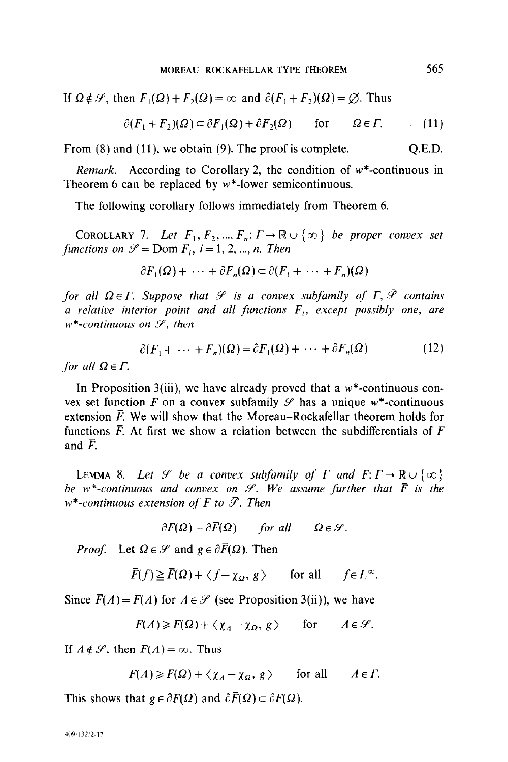If $\Omega \notin \mathscr{S}$, then $F_1(\Omega) + F_2(\Omega) = \infty$ and $\partial(F_1 + F_2)(\Omega) = \varnothing$. Thus

$$\partial(F_1 + F_2)(\Omega) \subset \partial F_1(\Omega) + \partial F_2(\Omega) \quad \text{for} \quad \Omega \in \Gamma. \tag{11}$$

From (8) and (11), we obtain (9). The proof is complete. Q.E.D.

*Remark.* According to Corollary 2, the condition of $w^*$-continuous in Theorem 6 can be replaced by $w^*$-lower semicontinuous.

The following corollary follows immediately from Theorem 6.

COROLLARY 7. *Let $F_1, F_2, ..., F_n : \Gamma \to \mathbb{R} \cup \{\infty\}$ be proper convex set functions on $\mathscr{S} = \operatorname{Dom} F_i$, $i = 1, 2, ..., n$. Then*

$$\partial F_1(\Omega) + \cdots + \partial F_n(\Omega) \subset \partial(F_1 + \cdots + F_n)(\Omega)$$

*for all $\Omega \in \Gamma$. Suppose that $\mathscr{S}$ is a convex subfamily of $\Gamma$, $\bar{\mathscr{S}}$ contains a relative interior point and all functions $F_i$, except possibly one, are $w^*$-continuous on $\mathscr{S}$, then*

$$\partial(F_1 + \cdots + F_n)(\Omega) = \partial F_1(\Omega) + \cdots + \partial F_n(\Omega) \tag{12}$$

*for all $\Omega \in \Gamma$.*

In Proposition 3(iii), we have already proved that a $w^*$-continuous convex set function $F$ on a convex subfamily $\mathscr{S}$ has a unique $w^*$-continuous extension $\bar{F}$. We will show that the Moreau–Rockafellar theorem holds for functions $\bar{F}$. At first we show a relation between the subdifferentials of $F$ and $\bar{F}$.

LEMMA 8. *Let $\mathscr{S}$ be a convex subfamily of $\Gamma$ and $F: \Gamma \to \mathbb{R} \cup \{\infty\}$ be $w^*$-continuous and convex on $\mathscr{S}$. We assume further that $\bar{F}$ is the $w^*$-continuous extension of $F$ to $\bar{\mathscr{S}}$. Then*

$$\partial F(\Omega) = \partial \bar{F}(\Omega) \quad \textit{for all} \quad \Omega \in \mathscr{S}.$$

*Proof.* Let $\Omega \in \mathscr{S}$ and $g \in \partial \bar{F}(\Omega)$. Then

$$\bar{F}(f) \geqq \bar{F}(\Omega) + \langle f - \chi_\Omega, g \rangle \quad \text{for all} \quad f \in L^\infty.$$

Since $\bar{F}(\Lambda) = F(\Lambda)$ for $\Lambda \in \mathscr{S}$ (see Proposition 3(ii)), we have

$$F(\Lambda) \geqslant F(\Omega) + \langle \chi_\Lambda - \chi_\Omega, g \rangle \quad \text{for} \quad \Lambda \in \mathscr{S}.$$

If $\Lambda \notin \mathscr{S}$, then $F(\Lambda) = \infty$. Thus

$$F(\Lambda) \geqslant F(\Omega) + \langle \chi_\Lambda - \chi_\Omega, g \rangle \quad \text{for all} \quad \Lambda \in \Gamma.$$

This shows that $g \in \partial F(\Omega)$ and $\partial \bar{F}(\Omega) \subset \partial F(\Omega)$.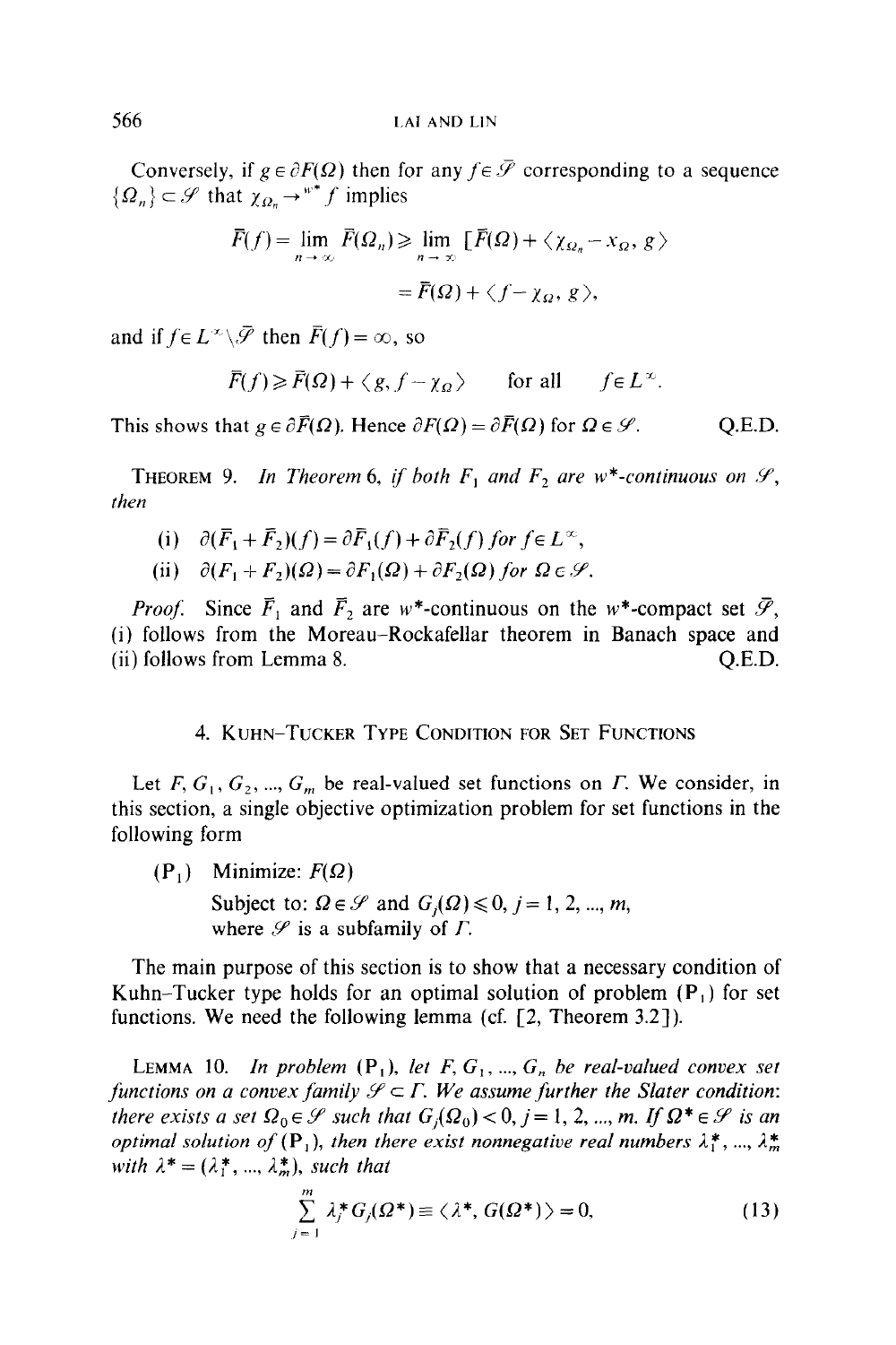Conversely, if $g \in \partial F(\Omega)$ then for any $f \in \bar{\mathcal{S}}$ corresponding to a sequence $\{\Omega_n\} \subset \mathcal{S}$ that $\chi_{\Omega_n} \to^{w^*} f$ implies

$$\bar{F}(f) = \lim_{n \to \infty} \bar{F}(\Omega_n) \geqslant \lim_{n \to \infty} [\bar{F}(\Omega) + \langle \chi_{\Omega_n} - x_\Omega, g \rangle$$

$$= \bar{F}(\Omega) + \langle f - \chi_\Omega, g \rangle,$$

and if $f \in L^\infty \setminus \bar{\mathcal{S}}$ then $\bar{F}(f) = \infty$, so

$$\bar{F}(f) \geqslant \bar{F}(\Omega) + \langle g, f - \chi_\Omega \rangle \qquad \text{for all} \qquad f \in L^\infty.$$

This shows that $g \in \partial \bar{F}(\Omega)$. Hence $\partial F(\Omega) = \partial \bar{F}(\Omega)$ for $\Omega \in \mathcal{S}$. Q.E.D.

THEOREM 9. *In Theorem* 6, *if both* $F_1$ *and* $F_2$ *are* $w^*$*-continuous on* $\mathcal{S}$, *then*

(i) $\partial(\bar{F}_1 + \bar{F}_2)(f) = \partial \bar{F}_1(f) + \partial \bar{F}_2(f)$ *for* $f \in L^\infty$,

(ii) $\partial(F_1 + F_2)(\Omega) = \partial F_1(\Omega) + \partial F_2(\Omega)$ *for* $\Omega \in \mathcal{S}$.

*Proof.* Since $\bar{F}_1$ and $\bar{F}_2$ are $w^*$-continuous on the $w^*$-compact set $\bar{\mathcal{S}}$, (i) follows from the Moreau–Rockafellar theorem in Banach space and (ii) follows from Lemma 8. Q.E.D.

## 4. Kuhn–Tucker Type Condition for Set Functions

Let $F, G_1, G_2, ..., G_m$ be real-valued set functions on $\Gamma$. We consider, in this section, a single objective optimization problem for set functions in the following form

($\mathrm{P}_1$) Minimize: $F(\Omega)$
Subject to: $\Omega \in \mathcal{S}$ and $G_j(\Omega) \leqslant 0$, $j = 1, 2, ..., m$,
where $\mathcal{S}$ is a subfamily of $\Gamma$.

The main purpose of this section is to show that a necessary condition of Kuhn–Tucker type holds for an optimal solution of problem ($\mathrm{P}_1$) for set functions. We need the following lemma (cf. [2, Theorem 3.2]).

LEMMA 10. *In problem* ($\mathrm{P}_1$), *let* $F, G_1, ..., G_n$ *be real-valued convex set functions on a convex family* $\mathcal{S} \subset \Gamma$. *We assume further the Slater condition: there exists a set* $\Omega_0 \in \mathcal{S}$ *such that* $G_j(\Omega_0) < 0$, $j = 1, 2, ..., m$. *If* $\Omega^* \in \mathcal{S}$ *is an optimal solution of* ($\mathrm{P}_1$), *then there exist nonnegative real numbers* $\lambda_1^*, ..., \lambda_m^*$ *with* $\lambda^* = (\lambda_1^*, ..., \lambda_m^*)$, *such that*

$$\sum_{j=1}^{m} \lambda_j^* G_j(\Omega^*) \equiv \langle \lambda^*, G(\Omega^*) \rangle = 0, \tag{13}$$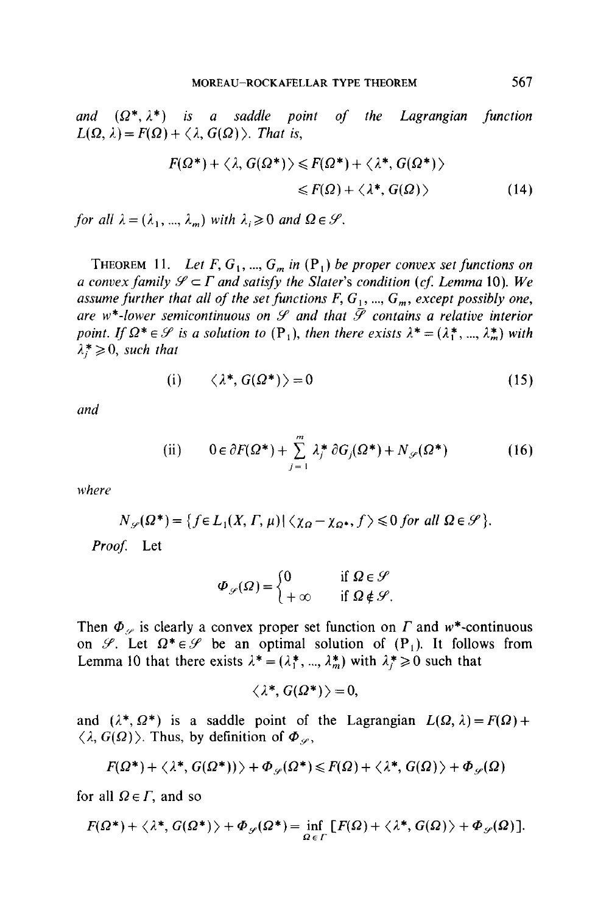*and* $(\Omega^*, \lambda^*)$ *is a saddle point of the Lagrangian function* $L(\Omega, \lambda) = F(\Omega) + \langle \lambda, G(\Omega) \rangle$. *That is,*

$$F(\Omega^*) + \langle \lambda, G(\Omega^*) \rangle \leqslant F(\Omega^*) + \langle \lambda^*, G(\Omega^*) \rangle$$
$$\leqslant F(\Omega) + \langle \lambda^*, G(\Omega) \rangle \tag{14}$$

*for all* $\lambda = (\lambda_1, ..., \lambda_m)$ *with* $\lambda_i \geqslant 0$ *and* $\Omega \in \mathscr{S}$.

THEOREM 11. *Let* $F, G_1, ..., G_m$ *in* $(\mathrm{P}_1)$ *be proper convex set functions on a convex family* $\mathscr{S} \subset \Gamma$ *and satisfy the Slater's condition (cf. Lemma 10). We assume further that all of the set functions* $F, G_1, ..., G_m$, *except possibly one, are* $w^*$*-lower semicontinuous on* $\mathscr{S}$ *and that* $\bar{\mathscr{S}}$ *contains a relative interior point. If* $\Omega^* \in \mathscr{S}$ *is a solution to* $(\mathrm{P}_1)$, *then there exists* $\lambda^* = (\lambda_1^*, ..., \lambda_m^*)$ *with* $\lambda_j^* \geqslant 0$, *such that*

$$\text{(i)} \qquad \langle \lambda^*, G(\Omega^*) \rangle = 0 \tag{15}$$

*and*

$$\text{(ii)} \qquad 0 \in \partial F(\Omega^*) + \sum_{j=1}^{m} \lambda_j^* \, \partial G_j(\Omega^*) + N_{\mathscr{S}}(\Omega^*) \tag{16}$$

*where*

$$N_{\mathscr{S}}(\Omega^*) = \{ f \in L_1(X, \Gamma, \mu) \mid \langle \chi_\Omega - \chi_{\Omega^*}, f \rangle \leqslant 0 \text{ for all } \Omega \in \mathscr{S} \}.$$

*Proof.* Let

$$\Phi_{\mathscr{S}}(\Omega) = \begin{cases} 0 & \text{if } \Omega \in \mathscr{S} \\ +\infty & \text{if } \Omega \notin \mathscr{S}. \end{cases}$$

Then $\Phi_{\mathscr{S}}$ is clearly a convex proper set function on $\Gamma$ and $w^*$-continuous on $\mathscr{S}$. Let $\Omega^* \in \mathscr{S}$ be an optimal solution of $(\mathrm{P}_1)$. It follows from Lemma 10 that there exists $\lambda^* = (\lambda_1^*, ..., \lambda_m^*)$ with $\lambda_j^* \geqslant 0$ such that

$$\langle \lambda^*, G(\Omega^*) \rangle = 0,$$

and $(\lambda^*, \Omega^*)$ is a saddle point of the Lagrangian $L(\Omega, \lambda) = F(\Omega) + \langle \lambda, G(\Omega) \rangle$. Thus, by definition of $\Phi_{\mathscr{S}}$,

$$F(\Omega^*) + \langle \lambda^*, G(\Omega^*) \rangle + \Phi_{\mathscr{S}}(\Omega^*) \leqslant F(\Omega) + \langle \lambda^*, G(\Omega) \rangle + \Phi_{\mathscr{S}}(\Omega)$$

for all $\Omega \in \Gamma$, and so

$$F(\Omega^*) + \langle \lambda^*, G(\Omega^*) \rangle + \Phi_{\mathscr{S}}(\Omega^*) = \inf_{\Omega \in \Gamma} [F(\Omega) + \langle \lambda^*, G(\Omega) \rangle + \Phi_{\mathscr{S}}(\Omega)].$$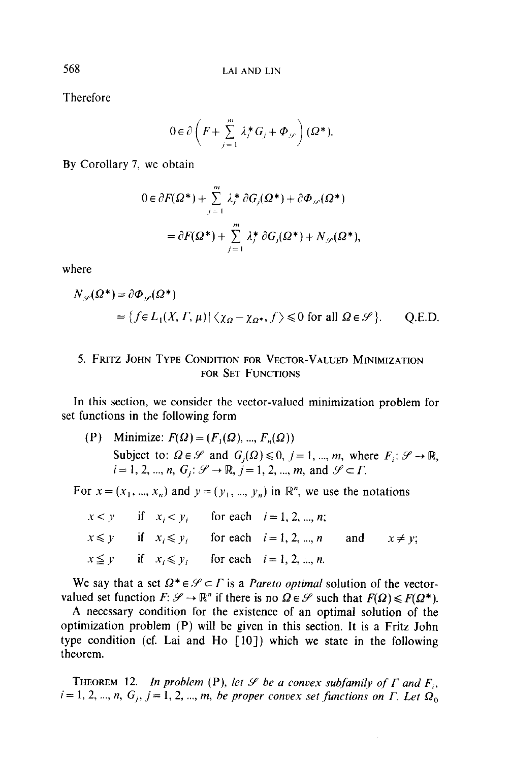Therefore

$$0 \in \partial\left(F + \sum_{j=1}^{m} \lambda_j^* G_j + \Phi_{\mathcal{S}}\right)(\Omega^*).$$

By Corollary 7, we obtain

$$\begin{aligned}
0 &\in \partial F(\Omega^*) + \sum_{j=1}^{m} \lambda_j^* \, \partial G_j(\Omega^*) + \partial \Phi_{\mathcal{S}}(\Omega^*) \\
&= \partial F(\Omega^*) + \sum_{j=1}^{m} \lambda_j^* \, \partial G_j(\Omega^*) + N_{\mathcal{S}}(\Omega^*),
\end{aligned}$$

where

$$\begin{aligned}
N_{\mathcal{S}}(\Omega^*) &= \partial \Phi_{\mathcal{S}}(\Omega^*) \\
&= \{ f \in L_1(X, \Gamma, \mu) \mid \langle \chi_\Omega - \chi_{\Omega^*}, f \rangle \leqslant 0 \text{ for all } \Omega \in \mathcal{S} \}. \qquad \text{Q.E.D.}
\end{aligned}$$

## 5. Fritz John Type Condition for Vector-Valued Minimization for Set Functions

In this section, we consider the vector-valued minimization problem for set functions in the following form

(P) Minimize: $F(\Omega) = (F_1(\Omega), ..., F_n(\Omega))$
Subject to: $\Omega \in \mathcal{S}$ and $G_j(\Omega) \leqslant 0$, $j = 1, ..., m$, where $F_i\colon \mathcal{S} \to \mathbb{R}$, $i = 1, 2, ..., n$, $G_j\colon \mathcal{S} \to \mathbb{R}$, $j = 1, 2, ..., m$, and $\mathcal{S} \subset \Gamma$.

For $x = (x_1, ..., x_n)$ and $y = (y_1, ..., y_n)$ in $\mathbb{R}^n$, we use the notations

| | | | | | |
|---|---|---|---|---|---|
| $x < y$ | if $x_i < y_i$ | for each $i = 1, 2, ..., n$; | | | |
| $x \leqslant y$ | if $x_i \leqslant y_i$ | for each $i = 1, 2, ..., n$ | and | $x \neq y$; | |
| $x \leqq y$ | if $x_i \leqslant y_i$ | for each $i = 1, 2, ..., n$. | | | |

We say that a set $\Omega^* \in \mathcal{S} \subset \Gamma$ is a *Pareto optimal* solution of the vector-valued set function $F\colon \mathcal{S} \to \mathbb{R}^n$ if there is no $\Omega \in \mathcal{S}$ such that $F(\Omega) \leqslant F(\Omega^*)$.

A necessary condition for the existence of an optimal solution of the optimization problem (P) will be given in this section. It is a Fritz John type condition (cf. Lai and Ho [10]) which we state in the following theorem.

THEOREM 12. *In problem* (P), *let* $\mathcal{S}$ *be a convex subfamily of* $\Gamma$ *and* $F_i$, $i = 1, 2, ..., n$, $G_j$, $j = 1, 2, ..., m$, *be proper convex set functions on* $\Gamma$. *Let* $\Omega_0$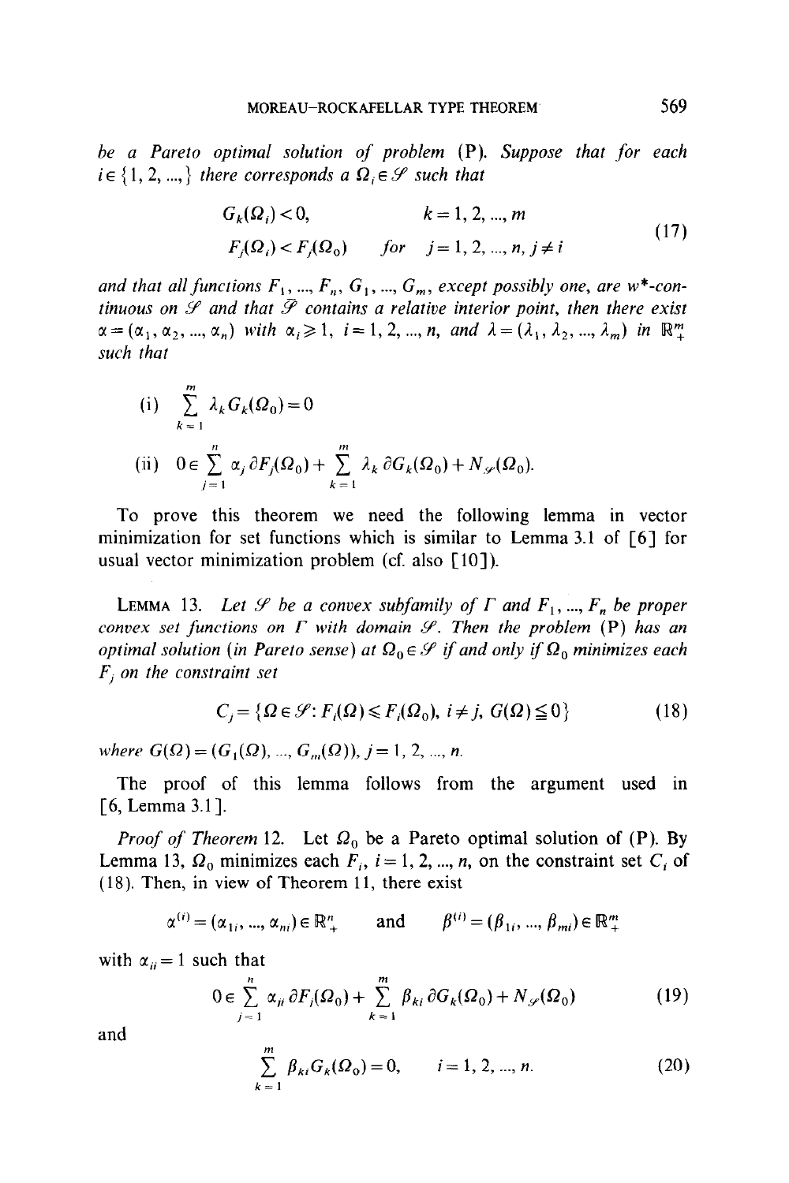be a Pareto optimal solution of problem (P). Suppose that for each $i \in \{1, 2, \ldots,\}$ there corresponds a $\Omega_i \in \mathscr{S}$ such that

$$
\begin{aligned}
G_k(\Omega_i) &< 0, \qquad\qquad k = 1, 2, \ldots, m \\
F_j(\Omega_i) &< F_j(\Omega_0) \qquad \text{for} \quad j = 1, 2, \ldots, n, j \neq i
\end{aligned}
\tag{17}
$$

and that all functions $F_1, \ldots, F_n, G_1, \ldots, G_m$, except possibly one, are $w^*$-continuous on $\mathscr{S}$ and that $\mathscr{S}$ contains a relative interior point, then there exist $\alpha = (\alpha_1, \alpha_2, \ldots, \alpha_n)$ with $\alpha_i \geqslant 1$, $i = 1, 2, \ldots, n$, and $\lambda = (\lambda_1, \lambda_2, \ldots, \lambda_m)$ in $\mathbb{R}^m_+$ such that

(i) $\displaystyle\sum_{k=1}^{m} \lambda_k G_k(\Omega_0) = 0$

(ii) $\displaystyle 0 \in \sum_{j=1}^{n} \alpha_j \, \partial F_j(\Omega_0) + \sum_{k=1}^{m} \lambda_k \, \partial G_k(\Omega_0) + N_{\mathscr{S}}(\Omega_0).$

To prove this theorem we need the following lemma in vector minimization for set functions which is similar to Lemma 3.1 of [6] for usual vector minimization problem (cf. also [10]).

LEMMA 13. *Let $\mathscr{S}$ be a convex subfamily of $\Gamma$ and $F_1, \ldots, F_n$ be proper convex set functions on $\Gamma$ with domain $\mathscr{S}$. Then the problem* (P) *has an optimal solution (in Pareto sense) at $\Omega_0 \in \mathscr{S}$ if and only if $\Omega_0$ minimizes each $F_j$ on the constraint set*

$$
C_j = \{\Omega \in \mathscr{S} \colon F_i(\Omega) \leqslant F_i(\Omega_0),\ i \neq j,\ G(\Omega) \leqq 0\} \tag{18}
$$

*where* $G(\Omega) = (G_1(\Omega), \ldots, G_m(\Omega))$, $j = 1, 2, \ldots, n$.

The proof of this lemma follows from the argument used in [6, Lemma 3.1].

*Proof of Theorem* 12. Let $\Omega_0$ be a Pareto optimal solution of (P). By Lemma 13, $\Omega_0$ minimizes each $F_i$, $i = 1, 2, \ldots, n$, on the constraint set $C_i$ of (18). Then, in view of Theorem 11, there exist

$$
\alpha^{(i)} = (\alpha_{1i}, \ldots, \alpha_{ni}) \in \mathbb{R}^n_+ \quad \text{and} \quad \beta^{(i)} = (\beta_{1i}, \ldots, \beta_{mi}) \in \mathbb{R}^m_+
$$

with $\alpha_{ii} = 1$ such that

$$
0 \in \sum_{j=1}^{n} \alpha_{ji} \, \partial F_j(\Omega_0) + \sum_{k=1}^{m} \beta_{ki} \, \partial G_k(\Omega_0) + N_{\mathscr{S}}(\Omega_0) \tag{19}
$$

and

$$
\sum_{k=1}^{m} \beta_{ki} G_k(\Omega_0) = 0, \qquad i = 1, 2, \ldots, n. \tag{20}
$$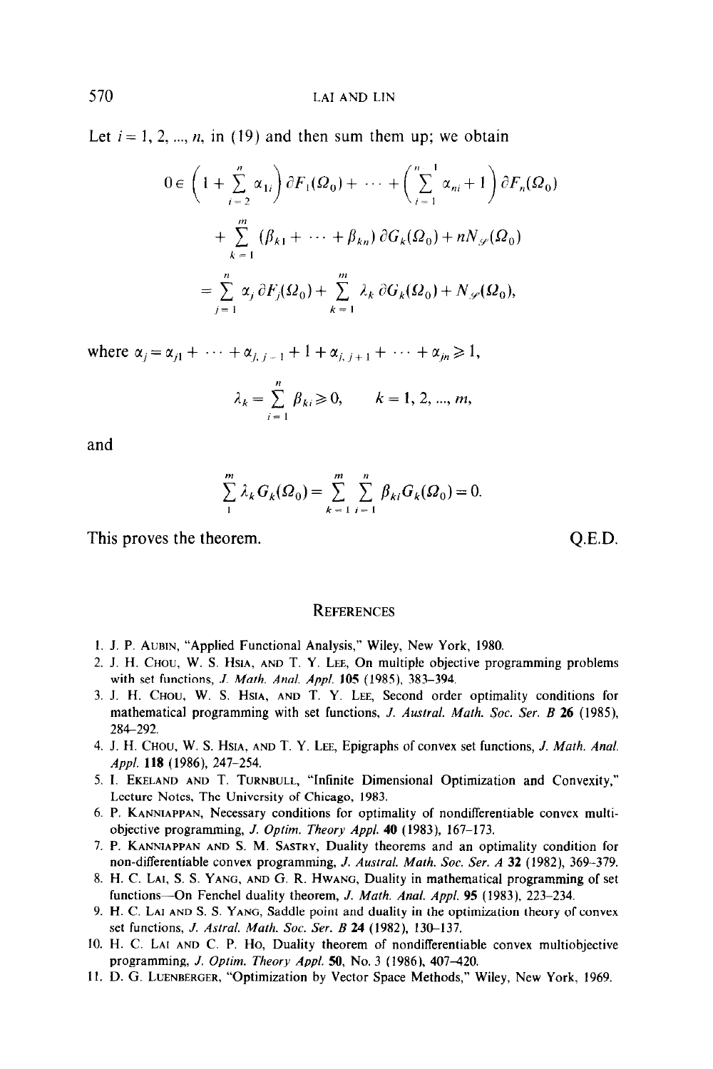Let $i = 1, 2, ..., n$, in (19) and then sum them up; we obtain

$$\begin{aligned}
0 \in & \left(1 + \sum_{i=2}^{n} \alpha_{1i}\right) \partial F_1(\Omega_0) + \cdots + \left(\sum_{i=1}^{n-1} \alpha_{ni} + 1\right) \partial F_n(\Omega_0) \\
& + \sum_{k=1}^{m} (\beta_{k1} + \cdots + \beta_{kn}) \partial G_k(\Omega_0) + nN_{\mathscr{S}}(\Omega_0) \\
= & \sum_{j=1}^{n} \alpha_j \partial F_j(\Omega_0) + \sum_{k=1}^{m} \lambda_k \partial G_k(\Omega_0) + N_{\mathscr{S}}(\Omega_0),
\end{aligned}$$

where $\alpha_j = \alpha_{j1} + \cdots + \alpha_{j,j-1} + 1 + \alpha_{j,j+1} + \cdots + \alpha_{jn} \geqslant 1$,

$$\lambda_k = \sum_{i=1}^{n} \beta_{ki} \geqslant 0, \qquad k = 1, 2, ..., m,$$

and

$$\sum_{1}^{m} \lambda_k G_k(\Omega_0) = \sum_{k=1}^{m} \sum_{i=1}^{n} \beta_{ki} G_k(\Omega_0) = 0.$$

This proves the theorem. Q.E.D.

## REFERENCES

1. J. P. AUBIN, "Applied Functional Analysis," Wiley, New York, 1980.
2. J. H. CHOU, W. S. HSIA, AND T. Y. LEE, On multiple objective programming problems with set functions, *J. Math. Anal. Appl.* **105** (1985), 383–394.
3. J. H. CHOU, W. S. HSIA, AND T. Y. LEE, Second order optimality conditions for mathematical programming with set functions, *J. Austral. Math. Soc. Ser. B* **26** (1985), 284–292.
4. J. H. CHOU, W. S. HSIA, AND T. Y. LEE, Epigraphs of convex set functions, *J. Math. Anal. Appl.* **118** (1986), 247–254.
5. I. EKELAND AND T. TURNBULL, "Infinite Dimensional Optimization and Convexity," Lecture Notes, The University of Chicago, 1983.
6. P. KANNIAPPAN, Necessary conditions for optimality of nondifferentiable convex multiobjective programming, *J. Optim. Theory Appl.* **40** (1983), 167–173.
7. P. KANNIAPPAN AND S. M. SASTRY, Duality theorems and an optimality condition for non-differentiable convex programming, *J. Austral. Math. Soc. Ser. A* **32** (1982), 369–379.
8. H. C. LAI, S. S. YANG, AND G. R. HWANG, Duality in mathematical programming of set functions—On Fenchel duality theorem, *J. Math. Anal. Appl.* **95** (1983), 223–234.
9. H. C. LAI AND S. S. YANG, Saddle point and duality in the optimization theory of convex set functions, *J. Astral. Math. Soc. Ser. B* **24** (1982), 130–137.
10. H. C. LAI AND C. P. HO, Duality theorem of nondifferentiable convex multiobjective programming, *J. Optim. Theory Appl.* **50**, No. 3 (1986), 407–420.
11. D. G. LUENBERGER, "Optimization by Vector Space Methods," Wiley, New York, 1969.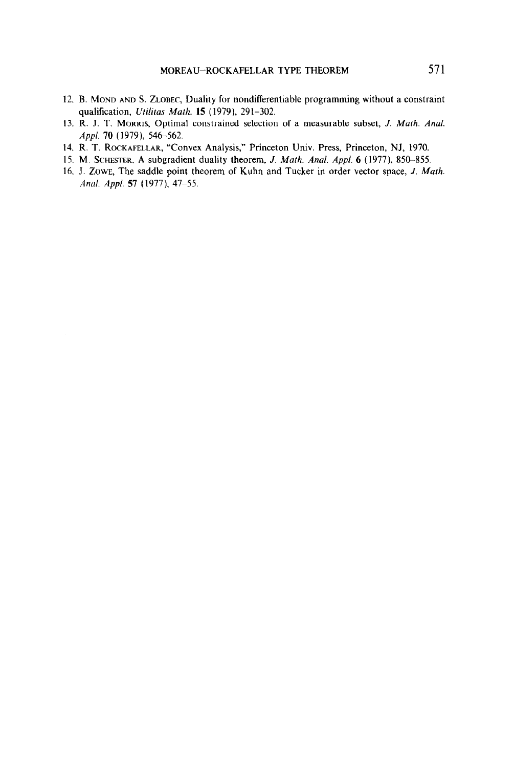12. B. Mond and S. Zlobec, Duality for nondifferentiable programming without a constraint qualification, *Utilitas Math.* **15** (1979), 291–302.
13. R. J. T. Morris, Optimal constrained selection of a measurable subset, *J. Math. Anal. Appl.* **70** (1979), 546–562.
14. R. T. Rockafellar, "Convex Analysis," Princeton Univ. Press, Princeton, NJ, 1970.
15. M. Schester, A subgradient duality theorem, *J. Math. Anal. Appl.* **6** (1977), 850–855.
16. J. Zowe, The saddle point theorem of Kuhn and Tucker in order vector space, *J. Math. Anal. Appl.* **57** (1977), 47–55.